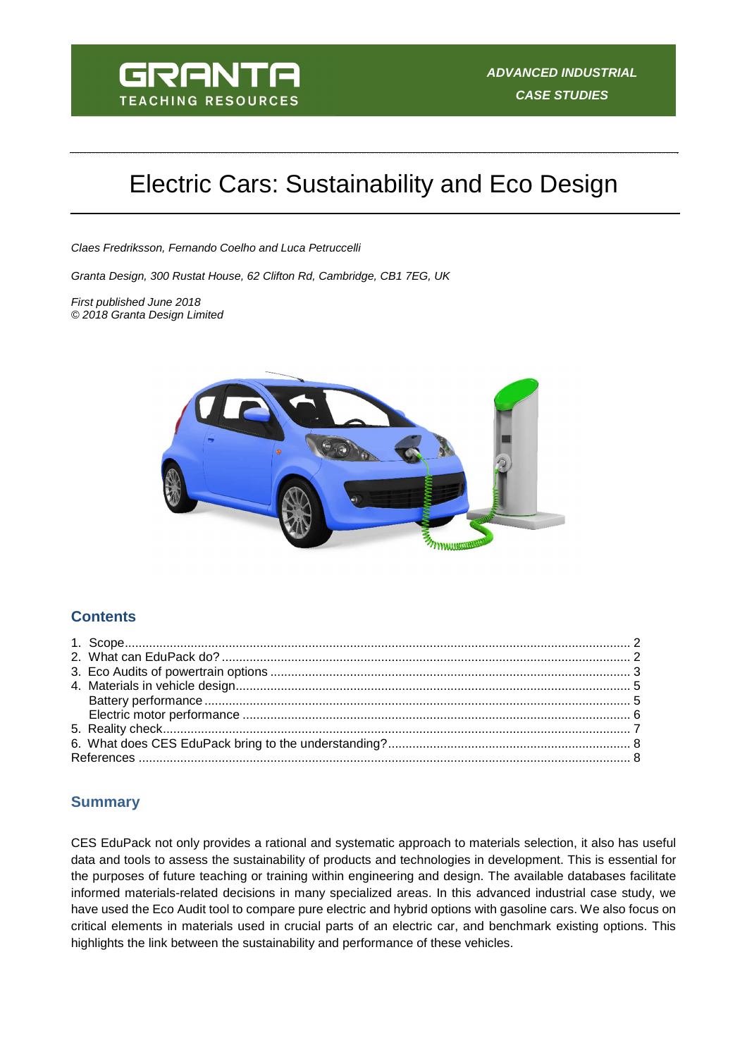GRANTA
TEACHING RESOURCES

*ADVANCED INDUSTRIAL CASE STUDIES*

# Electric Cars: Sustainability and Eco Design

*Claes Fredriksson, Fernando Coelho and Luca Petruccelli*

*Granta Design, 300 Rustat House, 62 Clifton Rd, Cambridge, CB1 7EG, UK*

*First published June 2018*
*© 2018 Granta Design Limited*

## Contents

1. Scope .......... 2
2. What can EduPack do? .......... 2
3. Eco Audits of powertrain options .......... 3
4. Materials in vehicle design .......... 5
   - Battery performance .......... 5
   - Electric motor performance .......... 6
5. Reality check .......... 7
6. What does CES EduPack bring to the understanding? .......... 8

References .......... 8

## Summary

CES EduPack not only provides a rational and systematic approach to materials selection, it also has useful data and tools to assess the sustainability of products and technologies in development. This is essential for the purposes of future teaching or training within engineering and design. The available databases facilitate informed materials-related decisions in many specialized areas. In this advanced industrial case study, we have used the Eco Audit tool to compare pure electric and hybrid options with gasoline cars. We also focus on critical elements in materials used in crucial parts of an electric car, and benchmark existing options. This highlights the link between the sustainability and performance of these vehicles.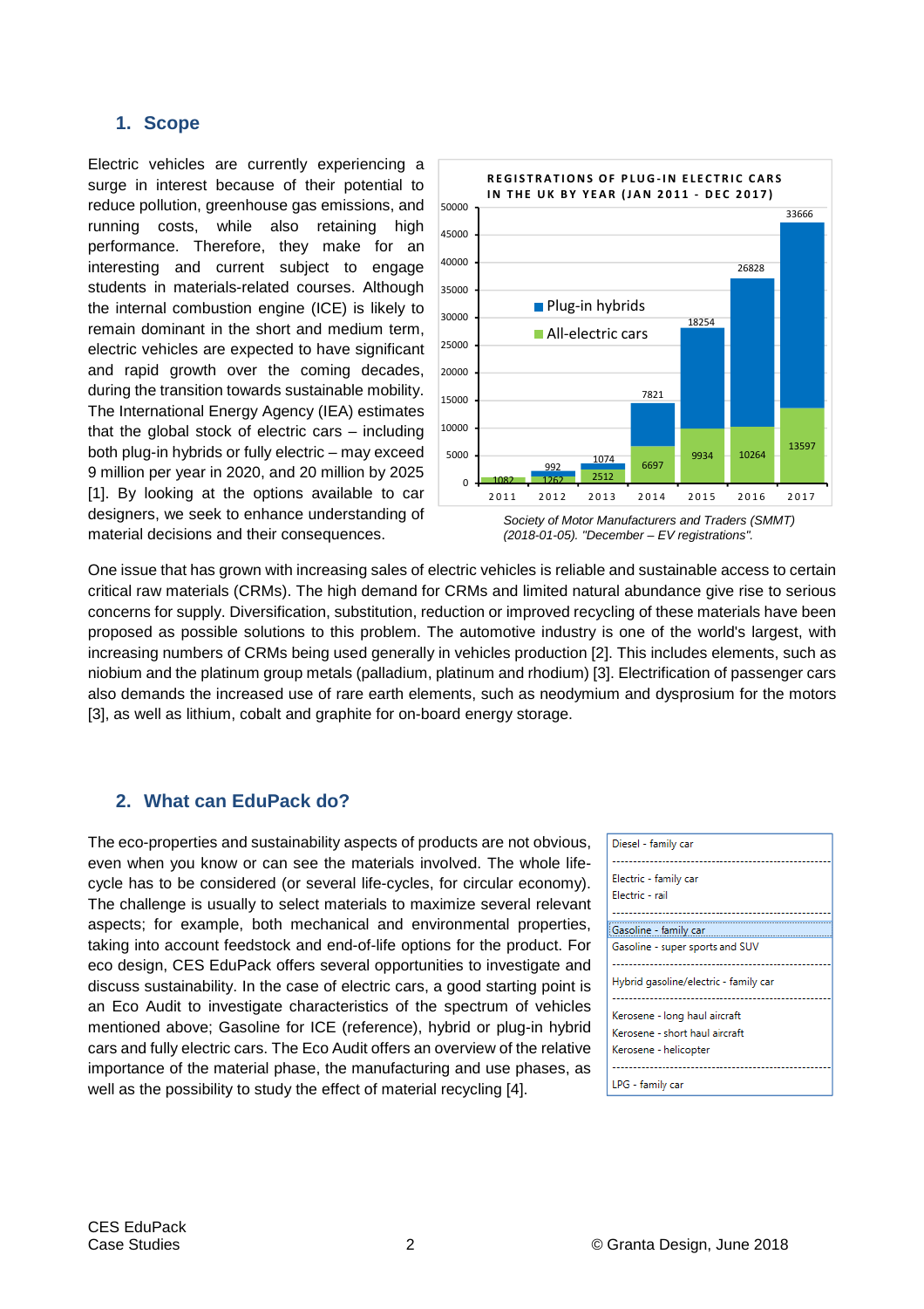## 1. Scope

Electric vehicles are currently experiencing a surge in interest because of their potential to reduce pollution, greenhouse gas emissions, and running costs, while also retaining high performance. Therefore, they make for an interesting and current subject to engage students in materials-related courses. Although the internal combustion engine (ICE) is likely to remain dominant in the short and medium term, electric vehicles are expected to have significant and rapid growth over the coming decades, during the transition towards sustainable mobility. The International Energy Agency (IEA) estimates that the global stock of electric cars – including both plug-in hybrids or fully electric – may exceed 9 million per year in 2020, and 20 million by 2025 [1]. By looking at the options available to car designers, we seek to enhance understanding of material decisions and their consequences.

**REGISTRATIONS OF PLUG-IN ELECTRIC CARS IN THE UK BY YEAR (JAN 2011 - DEC 2017)**

| Year | All-electric cars | Plug-in hybrids |
|---|---|---|
| 2011 | 1082 | |
| 2012 | 1262 | 992 |
| 2013 | 2512 | 1074 |
| 2014 | 6697 | 7821 |
| 2015 | 9934 | 18254 |
| 2016 | 10264 | 26828 |
| 2017 | 13597 | 33666 |

*Society of Motor Manufacturers and Traders (SMMT) (2018-01-05). "December – EV registrations".*

One issue that has grown with increasing sales of electric vehicles is reliable and sustainable access to certain critical raw materials (CRMs). The high demand for CRMs and limited natural abundance give rise to serious concerns for supply. Diversification, substitution, reduction or improved recycling of these materials have been proposed as possible solutions to this problem. The automotive industry is one of the world's largest, with increasing numbers of CRMs being used generally in vehicles production [2]. This includes elements, such as niobium and the platinum group metals (palladium, platinum and rhodium) [3]. Electrification of passenger cars also demands the increased use of rare earth elements, such as neodymium and dysprosium for the motors [3], as well as lithium, cobalt and graphite for on-board energy storage.

## 2. What can EduPack do?

The eco-properties and sustainability aspects of products are not obvious, even when you know or can see the materials involved. The whole life-cycle has to be considered (or several life-cycles, for circular economy). The challenge is usually to select materials to maximize several relevant aspects; for example, both mechanical and environmental properties, taking into account feedstock and end-of-life options for the product. For eco design, CES EduPack offers several opportunities to investigate and discuss sustainability. In the case of electric cars, a good starting point is an Eco Audit to investigate characteristics of the spectrum of vehicles mentioned above; Gasoline for ICE (reference), hybrid or plug-in hybrid cars and fully electric cars. The Eco Audit offers an overview of the relative importance of the material phase, the manufacturing and use phases, as well as the possibility to study the effect of material recycling [4].

- Diesel - family car
- Electric - family car
- Electric - rail
- Gasoline - family car
- Gasoline - super sports and SUV
- Hybrid gasoline/electric - family car
- Kerosene - long haul aircraft
- Kerosene - short haul aircraft
- Kerosene - helicopter
- LPG - family car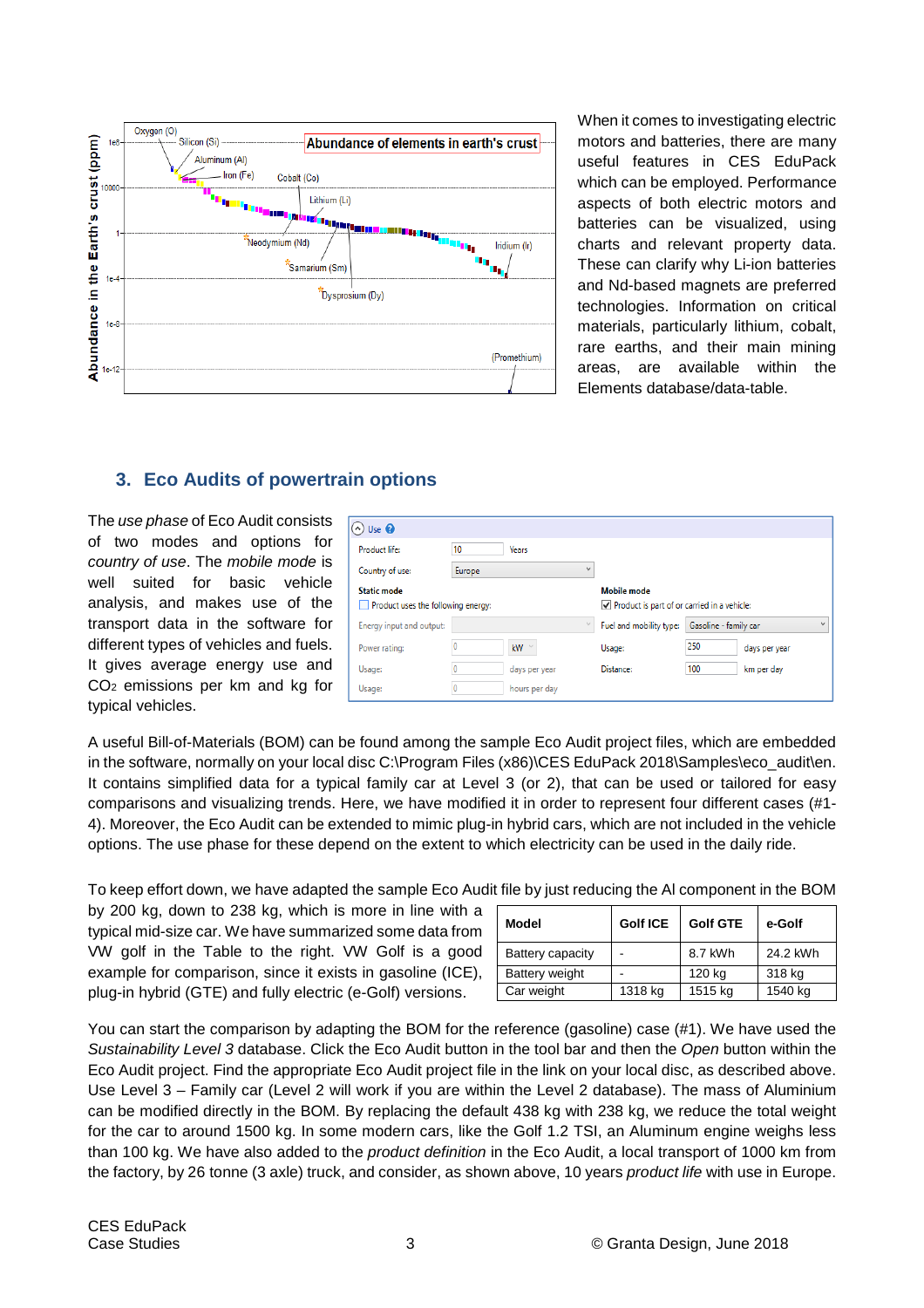When it comes to investigating electric motors and batteries, there are many useful features in CES EduPack which can be employed. Performance aspects of both electric motors and batteries can be visualized, using charts and relevant property data. These can clarify why Li-ion batteries and Nd-based magnets are preferred technologies. Information on critical materials, particularly lithium, cobalt, rare earths, and their main mining areas, are available within the Elements database/data-table.

## 3. Eco Audits of powertrain options

The *use phase* of Eco Audit consists of two modes and options for *country of use*. The *mobile mode* is well suited for basic vehicle analysis, and makes use of the transport data in the software for different types of vehicles and fuels. It gives average energy use and $CO_2$ emissions per km and kg for typical vehicles.

A useful Bill-of-Materials (BOM) can be found among the sample Eco Audit project files, which are embedded in the software, normally on your local disc C:\Program Files (x86)\CES EduPack 2018\Samples\eco_audit\en. It contains simplified data for a typical family car at Level 3 (or 2), that can be used or tailored for easy comparisons and visualizing trends. Here, we have modified it in order to represent four different cases (#1-4). Moreover, the Eco Audit can be extended to mimic plug-in hybrid cars, which are not included in the vehicle options. The use phase for these depend on the extent to which electricity can be used in the daily ride.

To keep effort down, we have adapted the sample Eco Audit file by just reducing the Al component in the BOM by 200 kg, down to 238 kg, which is more in line with a typical mid-size car. We have summarized some data from VW golf in the Table to the right. VW Golf is a good example for comparison, since it exists in gasoline (ICE), plug-in hybrid (GTE) and fully electric (e-Golf) versions.

| Model | Golf ICE | Golf GTE | e-Golf |
|---|---|---|---|
| Battery capacity | - | 8.7 kWh | 24.2 kWh |
| Battery weight | - | 120 kg | 318 kg |
| Car weight | 1318 kg | 1515 kg | 1540 kg |

You can start the comparison by adapting the BOM for the reference (gasoline) case (#1). We have used the *Sustainability Level 3* database. Click the Eco Audit button in the tool bar and then the *Open* button within the Eco Audit project. Find the appropriate Eco Audit project file in the link on your local disc, as described above. Use Level 3 – Family car (Level 2 will work if you are within the Level 2 database). The mass of Aluminium can be modified directly in the BOM. By replacing the default 438 kg with 238 kg, we reduce the total weight for the car to around 1500 kg. In some modern cars, like the Golf 1.2 TSI, an Aluminum engine weighs less than 100 kg. We have also added to the *product definition* in the Eco Audit, a local transport of 1000 km from the factory, by 26 tonne (3 axle) truck, and consider, as shown above, 10 years *product life* with use in Europe.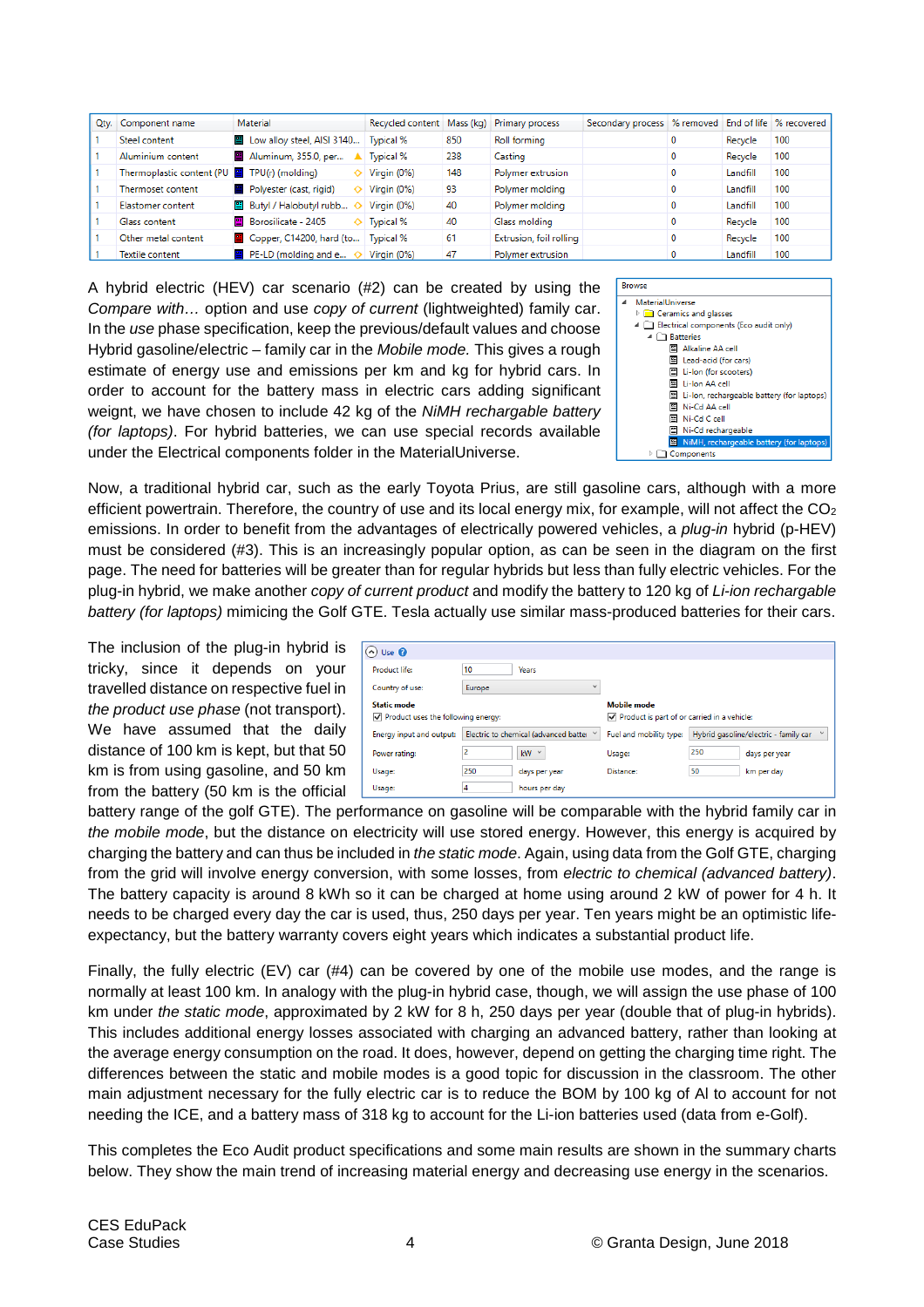| Qty. | Component name | Material | Recycled content | Mass (kg) | Primary process | Secondary process | % removed | End of life | % recovered |
|---|---|---|---|---|---|---|---|---|---|
| 1 | Steel content | Low alloy steel, AISI 3140... | Typical % | 850 | Roll forming | | 0 | Recycle | 100 |
| 1 | Aluminium content | Aluminum, 355.0, per... | Typical % | 238 | Casting | | 0 | Recycle | 100 |
| 1 | Thermoplastic content (PU | TPU(r) (molding) | Virgin (0%) | 148 | Polymer extrusion | | 0 | Landfill | 100 |
| 1 | Thermoset content | Polyester (cast, rigid) | Virgin (0%) | 93 | Polymer molding | | 0 | Landfill | 100 |
| 1 | Elastomer content | Butyl / Halobutyl rubb... | Virgin (0%) | 40 | Polymer molding | | 0 | Landfill | 100 |
| 1 | Glass content | Borosilicate - 2405 | Typical % | 40 | Glass molding | | 0 | Recycle | 100 |
| 1 | Other metal content | Copper, C14200, hard (to... | Typical % | 61 | Extrusion, foil rolling | | 0 | Recycle | 100 |
| 1 | Textile content | PE-LD (molding and e... | Virgin (0%) | 47 | Polymer extrusion | | 0 | Landfill | 100 |

A hybrid electric (HEV) car scenario (#2) can be created by using the *Compare with…* option and use *copy of current* (lightweighted) family car. In the *use* phase specification, keep the previous/default values and choose Hybrid gasoline/electric – family car in the *Mobile mode.* This gives a rough estimate of energy use and emissions per km and kg for hybrid cars. In order to account for the battery mass in electric cars adding significant weight, we have chosen to include 42 kg of the *NiMH rechargable battery (for laptops)*. For hybrid batteries, we can use special records available under the Electrical components folder in the MaterialUniverse.

Browse
- MaterialUniverse
  - Ceramics and glasses
  - Electrical components (Eco audit only)
    - Batteries
      - Alkaline AA cell
      - Lead-acid (for cars)
      - Li-Ion (for scooters)
      - Li-Ion AA cell
      - Li-Ion, rechargeable battery (for laptops)
      - Ni-Cd AA cell
      - Ni-Cd C cell
      - Ni-Cd rechargeable
      - NiMH, rechargeable battery (for laptops)
    - Components

Now, a traditional hybrid car, such as the early Toyota Prius, are still gasoline cars, although with a more efficient powertrain. Therefore, the country of use and its local energy mix, for example, will not affect the $CO_2$ emissions. In order to benefit from the advantages of electrically powered vehicles, a *plug-in* hybrid (p-HEV) must be considered (#3). This is an increasingly popular option, as can be seen in the diagram on the first page. The need for batteries will be greater than for regular hybrids but less than fully electric vehicles. For the plug-in hybrid, we make another *copy of current product* and modify the battery to 120 kg of *Li-ion rechargable battery (for laptops)* mimicing the Golf GTE. Tesla actually use similar mass-produced batteries for their cars.

The inclusion of the plug-in hybrid is tricky, since it depends on your travelled distance on respective fuel in *the product use phase* (not transport). We have assumed that the daily distance of 100 km is kept, but that 50 km is from using gasoline, and 50 km from the battery (50 km is the official battery range of the golf GTE). The performance on gasoline will be comparable with the hybrid family car in *the mobile mode*, but the distance on electricity will use stored energy. However, this energy is acquired by charging the battery and can thus be included in *the static mode*. Again, using data from the Golf GTE, charging from the grid will involve energy conversion, with some losses, from *electric to chemical (advanced battery)*. The battery capacity is around 8 kWh so it can be charged at home using around 2 kW of power for 4 h. It needs to be charged every day the car is used, thus, 250 days per year. Ten years might be an optimistic life-expectancy, but the battery warranty covers eight years which indicates a substantial product life.

Use
Product life: 10 Years
Country of use: Europe

Static mode
☑ Product uses the following energy:
Energy input and output: Electric to chemical (advanced batte
Power rating: 2 kW
Usage: 250 days per year
Usage: 4 hours per day

Mobile mode
☑ Product is part of or carried in a vehicle:
Fuel and mobility type: Hybrid gasoline/electric - family car
Usage: 250 days per year
Distance: 50 km per day

Finally, the fully electric (EV) car (#4) can be covered by one of the mobile use modes, and the range is normally at least 100 km. In analogy with the plug-in hybrid case, though, we will assign the use phase of 100 km under *the static mode*, approximated by 2 kW for 8 h, 250 days per year (double that of plug-in hybrids). This includes additional energy losses associated with charging an advanced battery, rather than looking at the average energy consumption on the road. It does, however, depend on getting the charging time right. The differences between the static and mobile modes is a good topic for discussion in the classroom. The other main adjustment necessary for the fully electric car is to reduce the BOM by 100 kg of Al to account for not needing the ICE, and a battery mass of 318 kg to account for the Li-ion batteries used (data from e-Golf).

This completes the Eco Audit product specifications and some main results are shown in the summary charts below. They show the main trend of increasing material energy and decreasing use energy in the scenarios.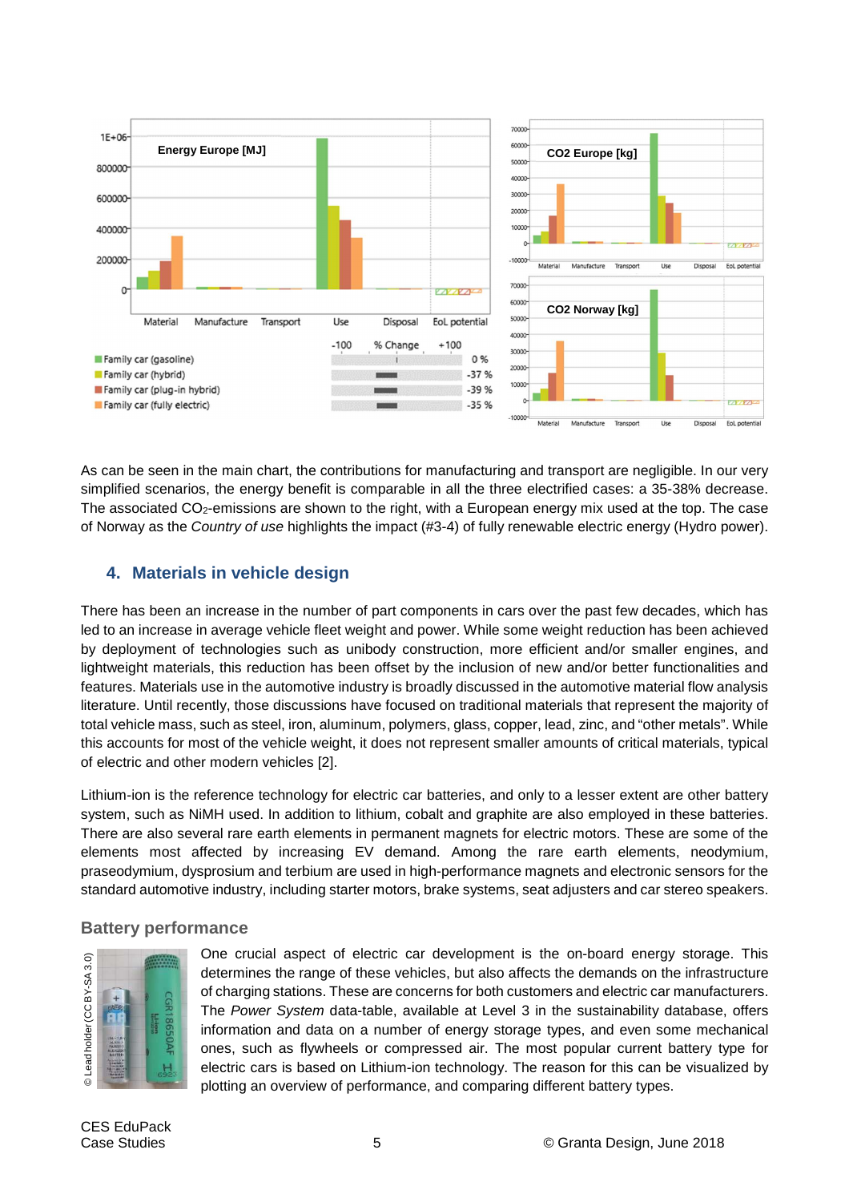As can be seen in the main chart, the contributions for manufacturing and transport are negligible. In our very simplified scenarios, the energy benefit is comparable in all the three electrified cases: a 35-38% decrease. The associated $CO_2$-emissions are shown to the right, with a European energy mix used at the top. The case of Norway as the *Country of use* highlights the impact (#3-4) of fully renewable electric energy (Hydro power).

## 4. Materials in vehicle design

There has been an increase in the number of part components in cars over the past few decades, which has led to an increase in average vehicle fleet weight and power. While some weight reduction has been achieved by deployment of technologies such as unibody construction, more efficient and/or smaller engines, and lightweight materials, this reduction has been offset by the inclusion of new and/or better functionalities and features. Materials use in the automotive industry is broadly discussed in the automotive material flow analysis literature. Until recently, those discussions have focused on traditional materials that represent the majority of total vehicle mass, such as steel, iron, aluminum, polymers, glass, copper, lead, zinc, and "other metals". While this accounts for most of the vehicle weight, it does not represent smaller amounts of critical materials, typical of electric and other modern vehicles [2].

Lithium-ion is the reference technology for electric car batteries, and only to a lesser extent are other battery system, such as NiMH used. In addition to lithium, cobalt and graphite are also employed in these batteries. There are also several rare earth elements in permanent magnets for electric motors. These are some of the elements most affected by increasing EV demand. Among the rare earth elements, neodymium, praseodymium, dysprosium and terbium are used in high-performance magnets and electronic sensors for the standard automotive industry, including starter motors, brake systems, seat adjusters and car stereo speakers.

### Battery performance

© Lead holder (CC BY-SA 3.0)

One crucial aspect of electric car development is the on-board energy storage. This determines the range of these vehicles, but also affects the demands on the infrastructure of charging stations. These are concerns for both customers and electric car manufacturers. The *Power System* data-table, available at Level 3 in the sustainability database, offers information and data on a number of energy storage types, and even some mechanical ones, such as flywheels or compressed air. The most popular current battery type for electric cars is based on Lithium-ion technology. The reason for this can be visualized by plotting an overview of performance, and comparing different battery types.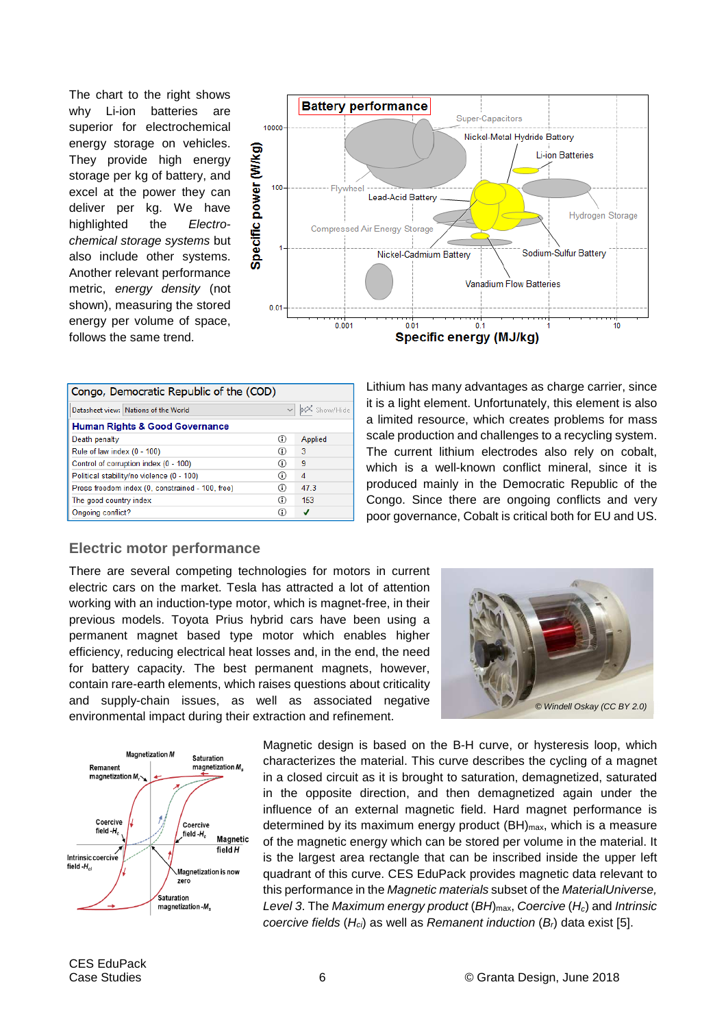The chart to the right shows why Li-ion batteries are superior for electrochemical energy storage on vehicles. They provide high energy storage per kg of battery, and excel at the power they can deliver per kg. We have highlighted the *Electro-chemical storage systems* but also include other systems. Another relevant performance metric, *energy density* (not shown), measuring the stored energy per volume of space, follows the same trend.

| Congo, Democratic Republic of the (COD) | |
|---|---|
| Datasheet view: Nations of the World | |
| **Human Rights & Good Governance** | |
| Death penalty | Applied |
| Rule of law index (0 - 100) | 3 |
| Control of corruption index (0 - 100) | 9 |
| Political stability/no violence (0 - 100) | 4 |
| Press freedom index (0, constrained - 100, free) | 47.3 |
| The good country index | 153 |
| Ongoing conflict? | ✓ |

Lithium has many advantages as charge carrier, since it is a light element. Unfortunately, this element is also a limited resource, which creates problems for mass scale production and challenges to a recycling system. The current lithium electrodes also rely on cobalt, which is a well-known conflict mineral, since it is produced mainly in the Democratic Republic of the Congo. Since there are ongoing conflicts and very poor governance, Cobalt is critical both for EU and US.

## Electric motor performance

There are several competing technologies for motors in current electric cars on the market. Tesla has attracted a lot of attention working with an induction-type motor, which is magnet-free, in their previous models. Toyota Prius hybrid cars have been using a permanent magnet based type motor which enables higher efficiency, reducing electrical heat losses and, in the end, the need for battery capacity. The best permanent magnets, however, contain rare-earth elements, which raises questions about criticality and supply-chain issues, as well as associated negative environmental impact during their extraction and refinement.

© Windell Oskay (CC BY 2.0)

Magnetic design is based on the B-H curve, or hysteresis loop, which characterizes the material. This curve describes the cycling of a magnet in a closed circuit as it is brought to saturation, demagnetized, saturated in the opposite direction, and then demagnetized again under the influence of an external magnetic field. Hard magnet performance is determined by its maximum energy product $(BH)_{max}$, which is a measure of the magnetic energy which can be stored per volume in the material. It is the largest area rectangle that can be inscribed inside the upper left quadrant of this curve. CES EduPack provides magnetic data relevant to this performance in the *Magnetic materials* subset of the *MaterialUniverse, Level 3*. The *Maximum energy product* $(BH)_{max}$, *Coercive* ($H_c$) and *Intrinsic coercive fields* ($H_{ci}$) as well as *Remanent induction* ($B_r$) data exist [5].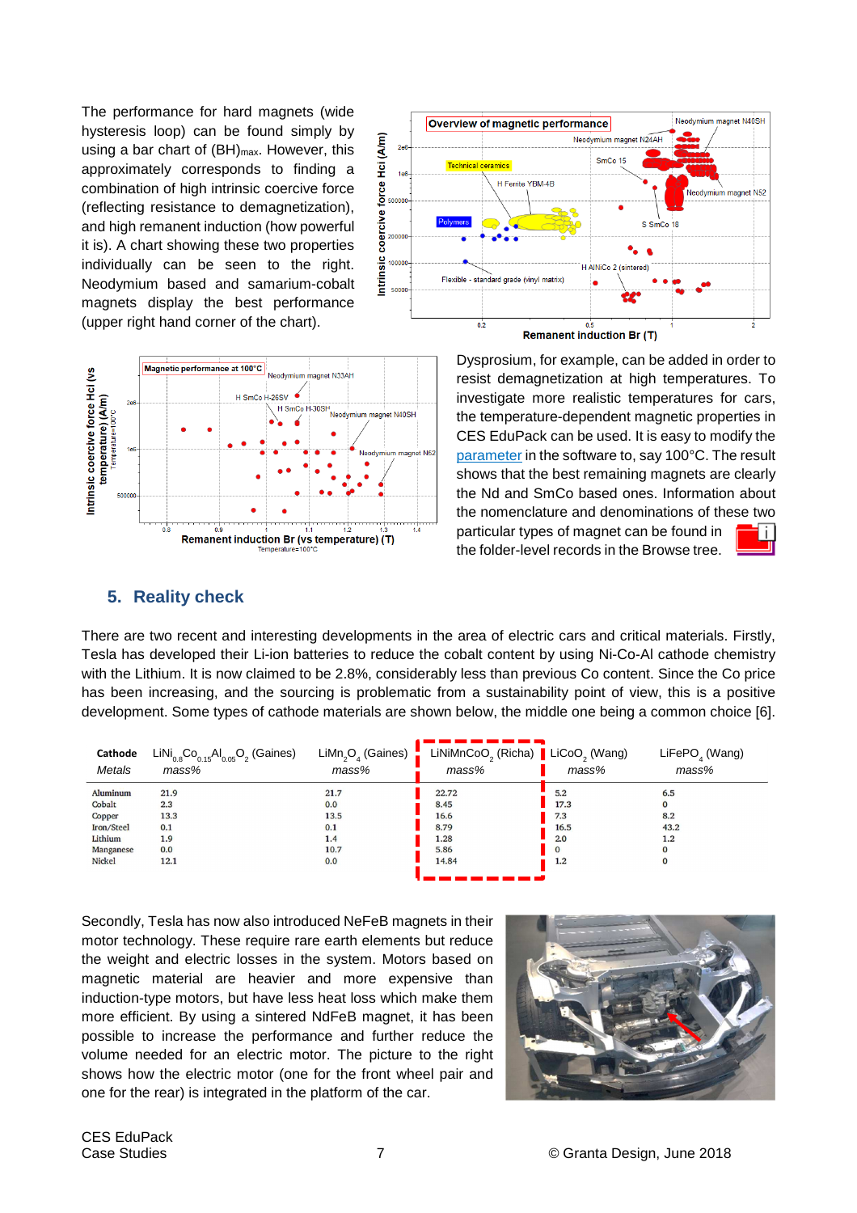The performance for hard magnets (wide hysteresis loop) can be found simply by using a bar chart of $(BH)_{max}$. However, this approximately corresponds to finding a combination of high intrinsic coercive force (reflecting resistance to demagnetization), and high remanent induction (how powerful it is). A chart showing these two properties individually can be seen to the right. Neodymium based and samarium-cobalt magnets display the best performance (upper right hand corner of the chart).

Dysprosium, for example, can be added in order to resist demagnetization at high temperatures. To investigate more realistic temperatures for cars, the temperature-dependent magnetic properties in CES EduPack can be used. It is easy to modify the parameter in the software to, say 100°C. The result shows that the best remaining magnets are clearly the Nd and SmCo based ones. Information about the nomenclature and denominations of these two particular types of magnet can be found in the folder-level records in the Browse tree.

## 5. Reality check

There are two recent and interesting developments in the area of electric cars and critical materials. Firstly, Tesla has developed their Li-ion batteries to reduce the cobalt content by using Ni-Co-Al cathode chemistry with the Lithium. It is now claimed to be 2.8%, considerably less than previous Co content. Since the Co price has been increasing, and the sourcing is problematic from a sustainability point of view, this is a positive development. Some types of cathode materials are shown below, the middle one being a common choice [6].

| **Cathode** *Metals* | $LiNi_{0.8}Co_{0.15}Al_{0.05}O_2$ (Gaines) *mass%* | $LiMn_2O_4$ (Gaines) *mass%* | $LiNiMnCoO_2$ (Richa) *mass%* | $LiCoO_2$ (Wang) *mass%* | $LiFePO_4$ (Wang) *mass%* |
|---|---|---|---|---|---|
| Aluminum | 21.9 | 21.7 | 22.72 | 5.2 | 6.5 |
| Cobalt | 2.3 | 0.0 | 8.45 | 17.3 | 0 |
| Copper | 13.3 | 13.5 | 16.6 | 7.3 | 8.2 |
| Iron/Steel | 0.1 | 0.1 | 8.79 | 16.5 | 43.2 |
| Lithium | 1.9 | 1.4 | 1.28 | 2.0 | 1.2 |
| Manganese | 0.0 | 10.7 | 5.86 | 0 | 0 |
| Nickel | 12.1 | 0.0 | 14.84 | 1.2 | 0 |

Secondly, Tesla has now also introduced NeFeB magnets in their motor technology. These require rare earth elements but reduce the weight and electric losses in the system. Motors based on magnetic material are heavier and more expensive than induction-type motors, but have less heat loss which make them more efficient. By using a sintered NdFeB magnet, it has been possible to increase the performance and further reduce the volume needed for an electric motor. The picture to the right shows how the electric motor (one for the front wheel pair and one for the rear) is integrated in the platform of the car.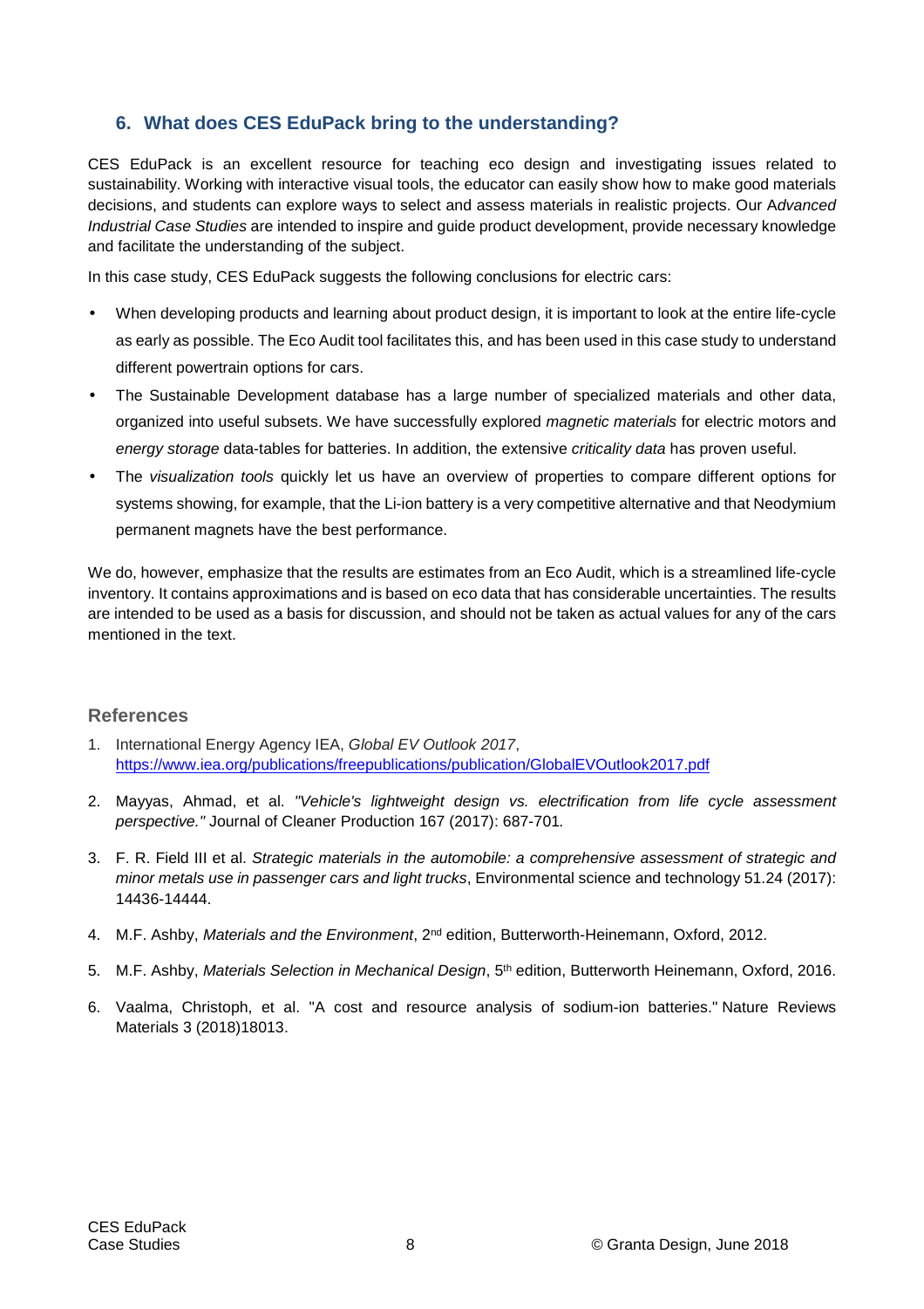## 6. What does CES EduPack bring to the understanding?

CES EduPack is an excellent resource for teaching eco design and investigating issues related to sustainability. Working with interactive visual tools, the educator can easily show how to make good materials decisions, and students can explore ways to select and assess materials in realistic projects. Our A*dvanced Industrial Case Studies* are intended to inspire and guide product development, provide necessary knowledge and facilitate the understanding of the subject.

In this case study, CES EduPack suggests the following conclusions for electric cars:

- When developing products and learning about product design, it is important to look at the entire life-cycle as early as possible. The Eco Audit tool facilitates this, and has been used in this case study to understand different powertrain options for cars.
- The Sustainable Development database has a large number of specialized materials and other data, organized into useful subsets. We have successfully explored *magnetic materials* for electric motors and *energy storage* data-tables for batteries. In addition, the extensive *criticality data* has proven useful.
- The *visualization tools* quickly let us have an overview of properties to compare different options for systems showing, for example, that the Li-ion battery is a very competitive alternative and that Neodymium permanent magnets have the best performance.

We do, however, emphasize that the results are estimates from an Eco Audit, which is a streamlined life-cycle inventory. It contains approximations and is based on eco data that has considerable uncertainties. The results are intended to be used as a basis for discussion, and should not be taken as actual values for any of the cars mentioned in the text.

### References

1. International Energy Agency IEA, *Global EV Outlook 2017*, https://www.iea.org/publications/freepublications/publication/GlobalEVOutlook2017.pdf
2. Mayyas, Ahmad, et al. *"Vehicle's lightweight design vs. electrification from life cycle assessment perspective."* Journal of Cleaner Production 167 (2017): 687-701*.*
3. F. R. Field III et al. *Strategic materials in the automobile: a comprehensive assessment of strategic and minor metals use in passenger cars and light trucks*, Environmental science and technology 51.24 (2017): 14436-14444.
4. M.F. Ashby, *Materials and the Environment*, 2nd edition, Butterworth-Heinemann, Oxford, 2012.
5. M.F. Ashby, *Materials Selection in Mechanical Design*, 5th edition, Butterworth Heinemann, Oxford, 2016.
6. Vaalma, Christoph, et al. "A cost and resource analysis of sodium-ion batteries." Nature Reviews Materials 3 (2018)18013.